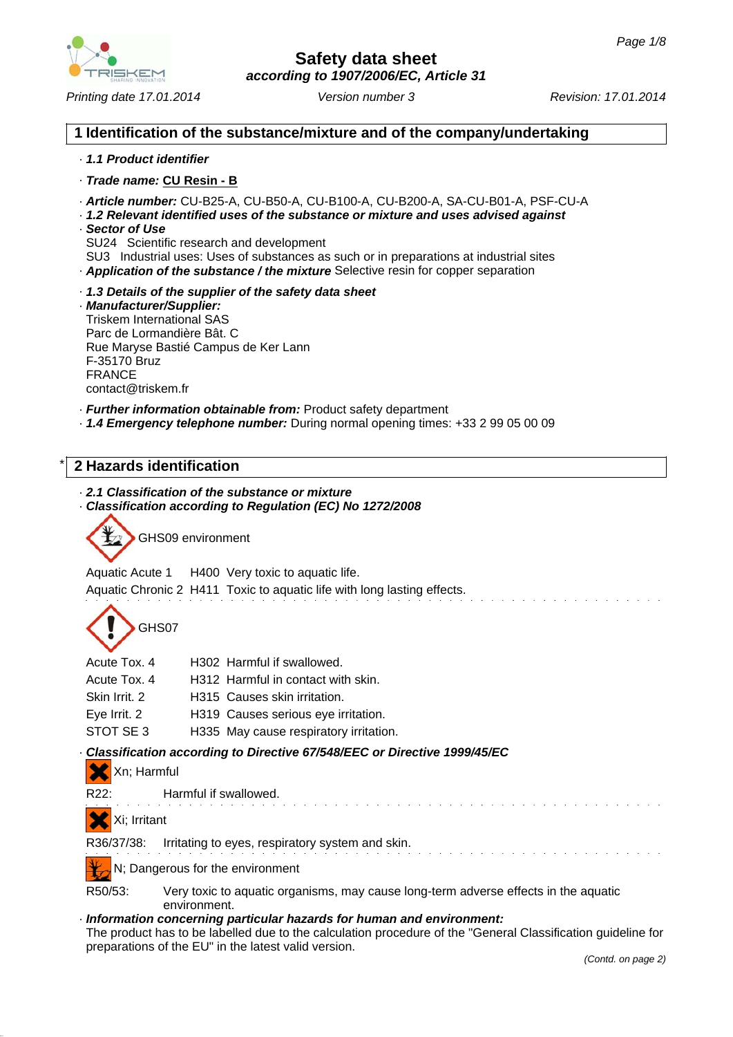# Safety data sheet

*according to 1907/2006/EC, Article 31*

*Printing date 17.01.2014* *Version number 3* *Revision: 17.01.2014*

## 1 Identification of the substance/mixture and of the company/undertaking

· ***1.1 Product identifier***

· ***Trade name:*** **CU Resin - B**

· ***Article number:*** CU-B25-A, CU-B50-A, CU-B100-A, CU-B200-A, SA-CU-B01-A, PSF-CU-A

· ***1.2 Relevant identified uses of the substance or mixture and uses advised against***

· ***Sector of Use***

SU24 Scientific research and development

SU3 Industrial uses: Uses of substances as such or in preparations at industrial sites

· ***Application of the substance / the mixture*** Selective resin for copper separation

· ***1.3 Details of the supplier of the safety data sheet***

· ***Manufacturer/Supplier:***

Triskem International SAS
Parc de Lormandière Bât. C
Rue Maryse Bastié Campus de Ker Lann
F-35170 Bruz
FRANCE
contact@triskem.fr

· ***Further information obtainable from:*** Product safety department

· ***1.4 Emergency telephone number:*** During normal opening times: +33 2 99 05 00 09

## * 2 Hazards identification

· ***2.1 Classification of the substance or mixture***

· ***Classification according to Regulation (EC) No 1272/2008***

GHS09 environment

| | | |
|---|---|---|
| Aquatic Acute 1 | H400 | Very toxic to aquatic life. |
| Aquatic Chronic 2 | H411 | Toxic to aquatic life with long lasting effects. |

GHS07

| | | |
|---|---|---|
| Acute Tox. 4 | H302 | Harmful if swallowed. |
| Acute Tox. 4 | H312 | Harmful in contact with skin. |
| Skin Irrit. 2 | H315 | Causes skin irritation. |
| Eye Irrit. 2 | H319 | Causes serious eye irritation. |
| STOT SE 3 | H335 | May cause respiratory irritation. |

· ***Classification according to Directive 67/548/EEC or Directive 1999/45/EC***

Xn; Harmful

R22: Harmful if swallowed.

Xi; Irritant

R36/37/38: Irritating to eyes, respiratory system and skin.

N; Dangerous for the environment

R50/53: Very toxic to aquatic organisms, may cause long-term adverse effects in the aquatic environment.

· ***Information concerning particular hazards for human and environment:***

The product has to be labelled due to the calculation procedure of the "General Classification guideline for preparations of the EU" in the latest valid version.

*(Contd. on page 2)*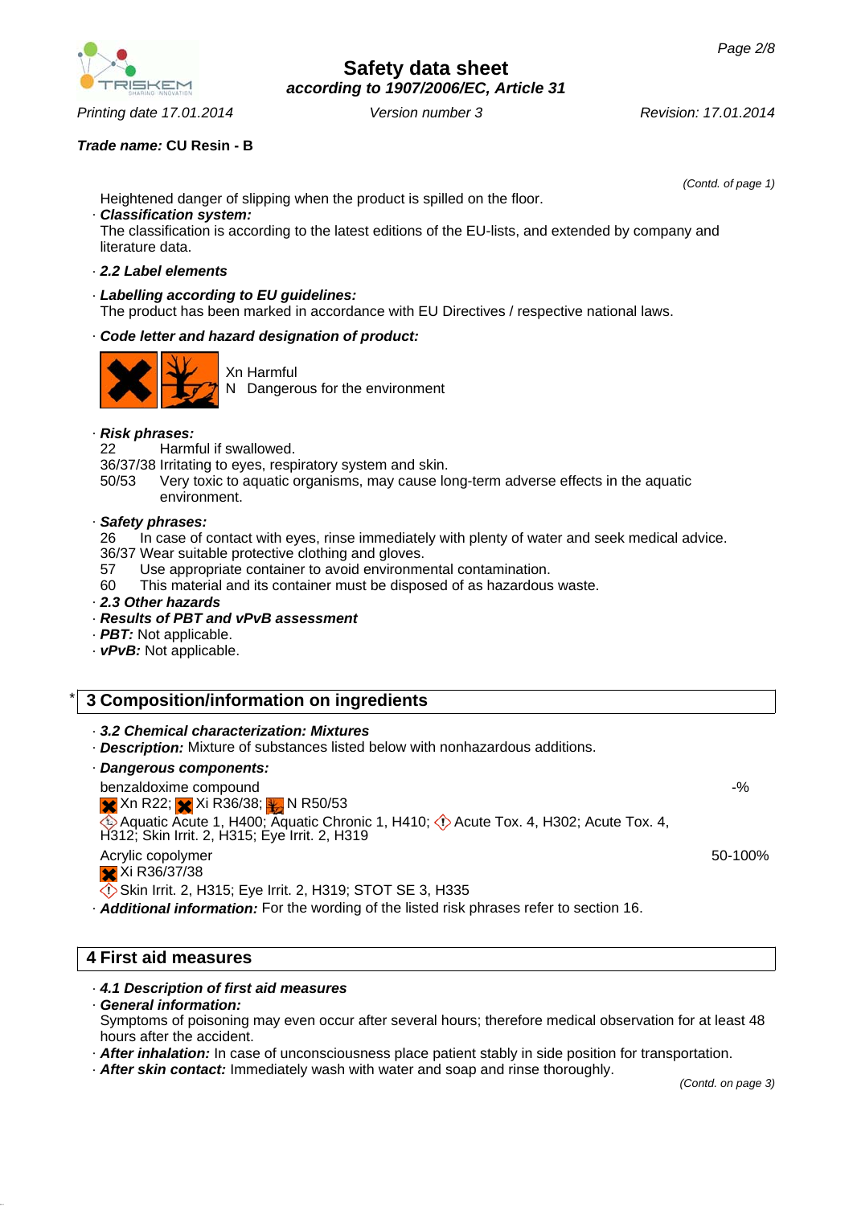(Contd. of page 1)

Heightened danger of slipping when the product is spilled on the floor.

· **Classification system:**
The classification is according to the latest editions of the EU-lists, and extended by company and literature data.

· **2.2 Label elements**

· **Labelling according to EU guidelines:**
The product has been marked in accordance with EU Directives / respective national laws.

· **Code letter and hazard designation of product:**

Xn Harmful
N Dangerous for the environment

· **Risk phrases:**
22 Harmful if swallowed.
36/37/38 Irritating to eyes, respiratory system and skin.
50/53 Very toxic to aquatic organisms, may cause long-term adverse effects in the aquatic environment.

· **Safety phrases:**
26 In case of contact with eyes, rinse immediately with plenty of water and seek medical advice.
36/37 Wear suitable protective clothing and gloves.
57 Use appropriate container to avoid environmental contamination.
60 This material and its container must be disposed of as hazardous waste.

· **2.3 Other hazards**
· **Results of PBT and vPvB assessment**
· **PBT:** Not applicable.
· **vPvB:** Not applicable.

## * 3 Composition/information on ingredients

· **3.2 Chemical characterization: Mixtures**
· **Description:** Mixture of substances listed below with nonhazardous additions.
· **Dangerous components:**

| | |
|---|---|
| benzaldoxime compound<br>Xn R22; Xi R36/38; N R50/53<br>Aquatic Acute 1, H400; Aquatic Chronic 1, H410; Acute Tox. 4, H302; Acute Tox. 4, H312; Skin Irrit. 2, H315; Eye Irrit. 2, H319 | -% |
| Acrylic copolymer<br>Xi R36/37/38<br>Skin Irrit. 2, H315; Eye Irrit. 2, H319; STOT SE 3, H335 | 50-100% |

· **Additional information:** For the wording of the listed risk phrases refer to section 16.

## 4 First aid measures

· **4.1 Description of first aid measures**
· **General information:**
Symptoms of poisoning may even occur after several hours; therefore medical observation for at least 48 hours after the accident.
· **After inhalation:** In case of unconsciousness place patient stably in side position for transportation.
· **After skin contact:** Immediately wash with water and soap and rinse thoroughly.

(Contd. on page 3)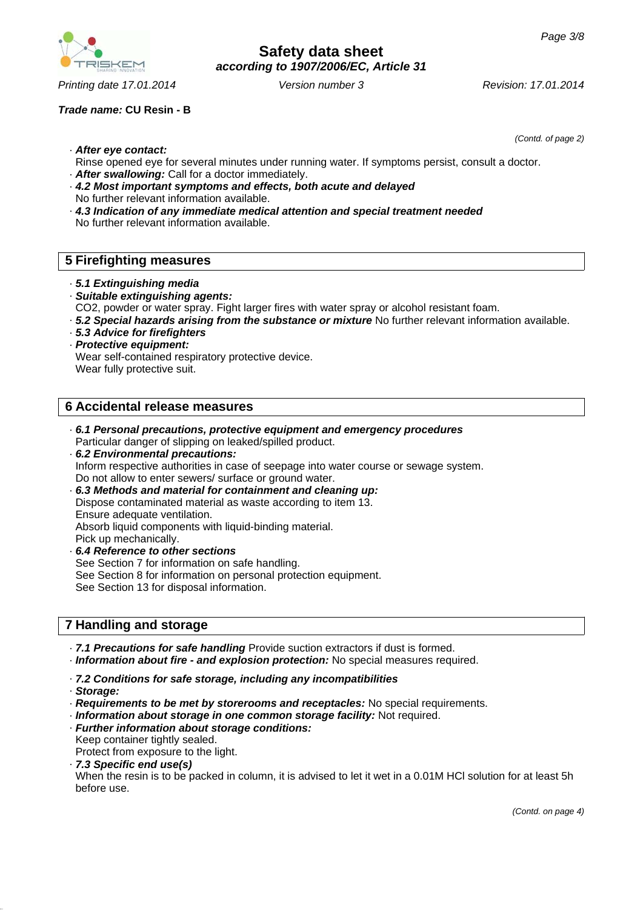*(Contd. of page 2)*

· ***After eye contact:***
Rinse opened eye for several minutes under running water. If symptoms persist, consult a doctor.
· ***After swallowing:*** Call for a doctor immediately.
· ***4.2 Most important symptoms and effects, both acute and delayed***
No further relevant information available.
· ***4.3 Indication of any immediate medical attention and special treatment needed***
No further relevant information available.

## 5 Firefighting measures

· ***5.1 Extinguishing media***
· ***Suitable extinguishing agents:***
CO2, powder or water spray. Fight larger fires with water spray or alcohol resistant foam.
· ***5.2 Special hazards arising from the substance or mixture*** No further relevant information available.
· ***5.3 Advice for firefighters***
· ***Protective equipment:***
Wear self-contained respiratory protective device.
Wear fully protective suit.

## 6 Accidental release measures

· ***6.1 Personal precautions, protective equipment and emergency procedures***
Particular danger of slipping on leaked/spilled product.
· ***6.2 Environmental precautions:***
Inform respective authorities in case of seepage into water course or sewage system.
Do not allow to enter sewers/ surface or ground water.
· ***6.3 Methods and material for containment and cleaning up:***
Dispose contaminated material as waste according to item 13.
Ensure adequate ventilation.
Absorb liquid components with liquid-binding material.
Pick up mechanically.
· ***6.4 Reference to other sections***
See Section 7 for information on safe handling.
See Section 8 for information on personal protection equipment.
See Section 13 for disposal information.

## 7 Handling and storage

· ***7.1 Precautions for safe handling*** Provide suction extractors if dust is formed.
· ***Information about fire - and explosion protection:*** No special measures required.

· ***7.2 Conditions for safe storage, including any incompatibilities***
· ***Storage:***
· ***Requirements to be met by storerooms and receptacles:*** No special requirements.
· ***Information about storage in one common storage facility:*** Not required.
· ***Further information about storage conditions:***
Keep container tightly sealed.
Protect from exposure to the light.
· ***7.3 Specific end use(s)***
When the resin is to be packed in column, it is advised to let it wet in a 0.01M HCl solution for at least 5h before use.

*(Contd. on page 4)*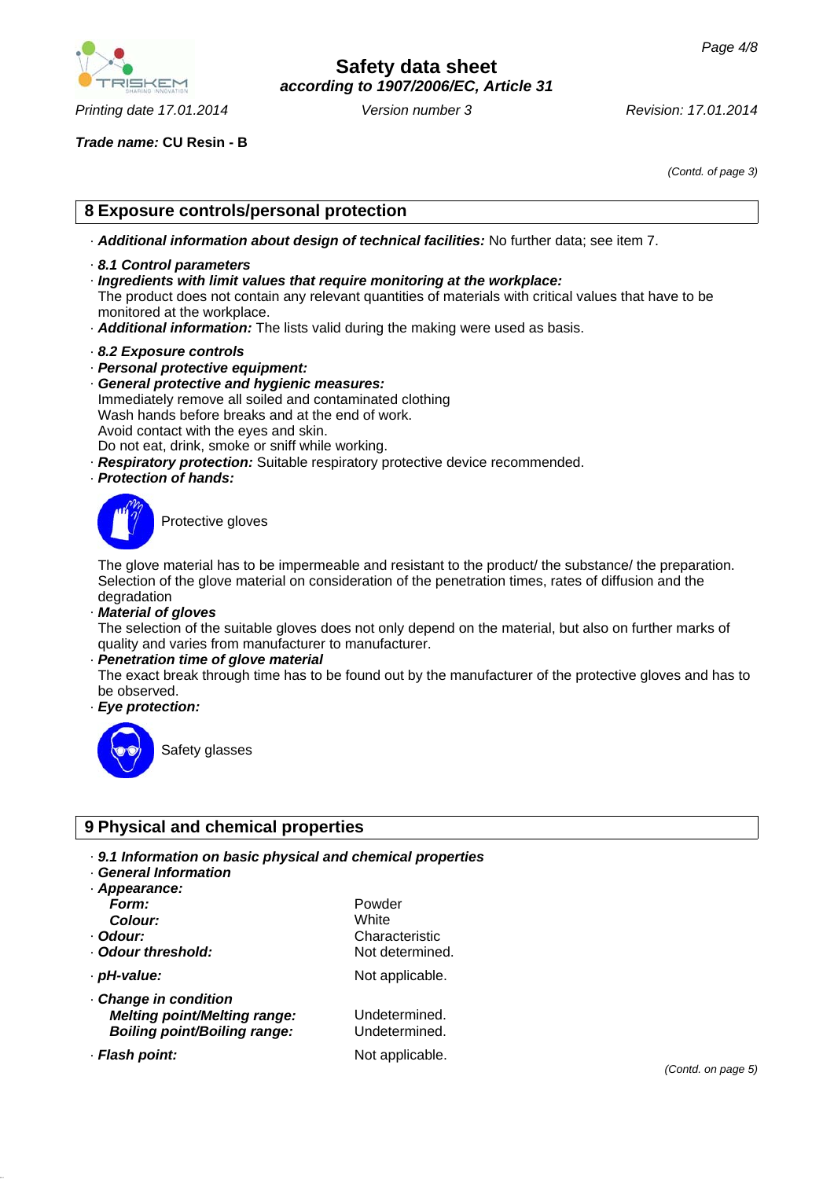*Trade name:* **CU Resin - B**

*(Contd. of page 3)*

## 8 Exposure controls/personal protection

· ***Additional information about design of technical facilities:*** No further data; see item 7.

· ***8.1 Control parameters***
· ***Ingredients with limit values that require monitoring at the workplace:***
The product does not contain any relevant quantities of materials with critical values that have to be monitored at the workplace.
· ***Additional information:*** The lists valid during the making were used as basis.

· ***8.2 Exposure controls***
· ***Personal protective equipment:***
· ***General protective and hygienic measures:***
Immediately remove all soiled and contaminated clothing
Wash hands before breaks and at the end of work.
Avoid contact with the eyes and skin.
Do not eat, drink, smoke or sniff while working.
· ***Respiratory protection:*** Suitable respiratory protective device recommended.
· ***Protection of hands:***

Protective gloves

The glove material has to be impermeable and resistant to the product/ the substance/ the preparation.
Selection of the glove material on consideration of the penetration times, rates of diffusion and the degradation
· ***Material of gloves***
The selection of the suitable gloves does not only depend on the material, but also on further marks of quality and varies from manufacturer to manufacturer.
· ***Penetration time of glove material***
The exact break through time has to be found out by the manufacturer of the protective gloves and has to be observed.
· ***Eye protection:***

Safety glasses

## 9 Physical and chemical properties

· ***9.1 Information on basic physical and chemical properties***
· ***General Information***
· ***Appearance:***

| | |
|---|---|
| ***Form:*** | Powder |
| ***Colour:*** | White |
| · ***Odour:*** | Characteristic |
| · ***Odour threshold:*** | Not determined. |
| · ***pH-value:*** | Not applicable. |
| · ***Change in condition*** | |
| ***Melting point/Melting range:*** | Undetermined. |
| ***Boiling point/Boiling range:*** | Undetermined. |
| · ***Flash point:*** | Not applicable. |

*(Contd. on page 5)*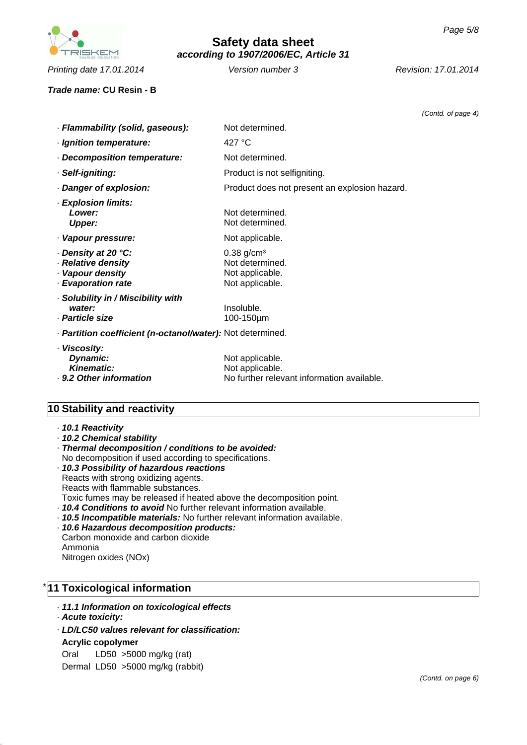(Contd. of page 4)

| | |
|---|---|
| · ***Flammability (solid, gaseous):*** | Not determined. |
| · ***Ignition temperature:*** | 427 °C |
| · ***Decomposition temperature:*** | Not determined. |
| · ***Self-igniting:*** | Product is not selfigniting. |
| · ***Danger of explosion:*** | Product does not present an explosion hazard. |
| · ***Explosion limits:*** | |
| ***Lower:*** | Not determined. |
| ***Upper:*** | Not determined. |
| · ***Vapour pressure:*** | Not applicable. |
| · ***Density at 20 °C:*** | 0.38 g/cm³ |
| · ***Relative density*** | Not determined. |
| · ***Vapour density*** | Not applicable. |
| · ***Evaporation rate*** | Not applicable. |
| · ***Solubility in / Miscibility with water:*** | Insoluble. |
| · ***Particle size*** | 100-150µm |
| · ***Partition coefficient (n-octanol/water):*** | Not determined. |
| · ***Viscosity:*** | |
| ***Dynamic:*** | Not applicable. |
| ***Kinematic:*** | Not applicable. |
| · ***9.2 Other information*** | No further relevant information available. |

## 10 Stability and reactivity

· ***10.1 Reactivity***
· ***10.2 Chemical stability***
· ***Thermal decomposition / conditions to be avoided:***
No decomposition if used according to specifications.
· ***10.3 Possibility of hazardous reactions***
Reacts with strong oxidizing agents.
Reacts with flammable substances.
Toxic fumes may be released if heated above the decomposition point.
· ***10.4 Conditions to avoid*** No further relevant information available.
· ***10.5 Incompatible materials:*** No further relevant information available.
· ***10.6 Hazardous decomposition products:***
Carbon monoxide and carbon dioxide
Ammonia
Nitrogen oxides (NOx)

## * 11 Toxicological information

· ***11.1 Information on toxicological effects***
· ***Acute toxicity:***
· ***LD/LC50 values relevant for classification:***

**Acrylic copolymer**

| | | |
|---|---|---|
| Oral | LD50 | >5000 mg/kg (rat) |
| Dermal | LD50 | >5000 mg/kg (rabbit) |

(Contd. on page 6)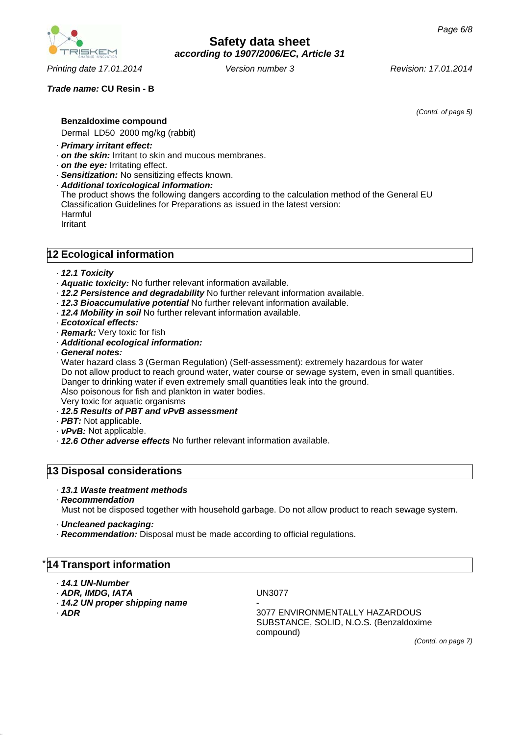Trade name: **CU Resin - B**

(Contd. of page 5)

**Benzaldoxime compound**

Dermal LD50 2000 mg/kg (rabbit)

· ***Primary irritant effect:***
· ***on the skin:*** Irritant to skin and mucous membranes.
· ***on the eye:*** Irritating effect.
· ***Sensitization:*** No sensitizing effects known.
· ***Additional toxicological information:***
The product shows the following dangers according to the calculation method of the General EU Classification Guidelines for Preparations as issued in the latest version:
Harmful
Irritant

## 12 Ecological information

· ***12.1 Toxicity***
· ***Aquatic toxicity:*** No further relevant information available.
· ***12.2 Persistence and degradability*** No further relevant information available.
· ***12.3 Bioaccumulative potential*** No further relevant information available.
· ***12.4 Mobility in soil*** No further relevant information available.
· ***Ecotoxical effects:***
· ***Remark:*** Very toxic for fish
· ***Additional ecological information:***
· ***General notes:***
Water hazard class 3 (German Regulation) (Self-assessment): extremely hazardous for water
Do not allow product to reach ground water, water course or sewage system, even in small quantities.
Danger to drinking water if even extremely small quantities leak into the ground.
Also poisonous for fish and plankton in water bodies.
Very toxic for aquatic organisms
· ***12.5 Results of PBT and vPvB assessment***
· ***PBT:*** Not applicable.
· ***vPvB:*** Not applicable.
· ***12.6 Other adverse effects*** No further relevant information available.

## 13 Disposal considerations

· ***13.1 Waste treatment methods***
· ***Recommendation***
Must not be disposed together with household garbage. Do not allow product to reach sewage system.

· ***Uncleaned packaging:***
· ***Recommendation:*** Disposal must be made according to official regulations.

## * 14 Transport information

· ***14.1 UN-Number***
· ***ADR, IMDG, IATA*** UN3077
· ***14.2 UN proper shipping name*** -
· ***ADR*** 3077 ENVIRONMENTALLY HAZARDOUS SUBSTANCE, SOLID, N.O.S. (Benzaldoxime compound)

(Contd. on page 7)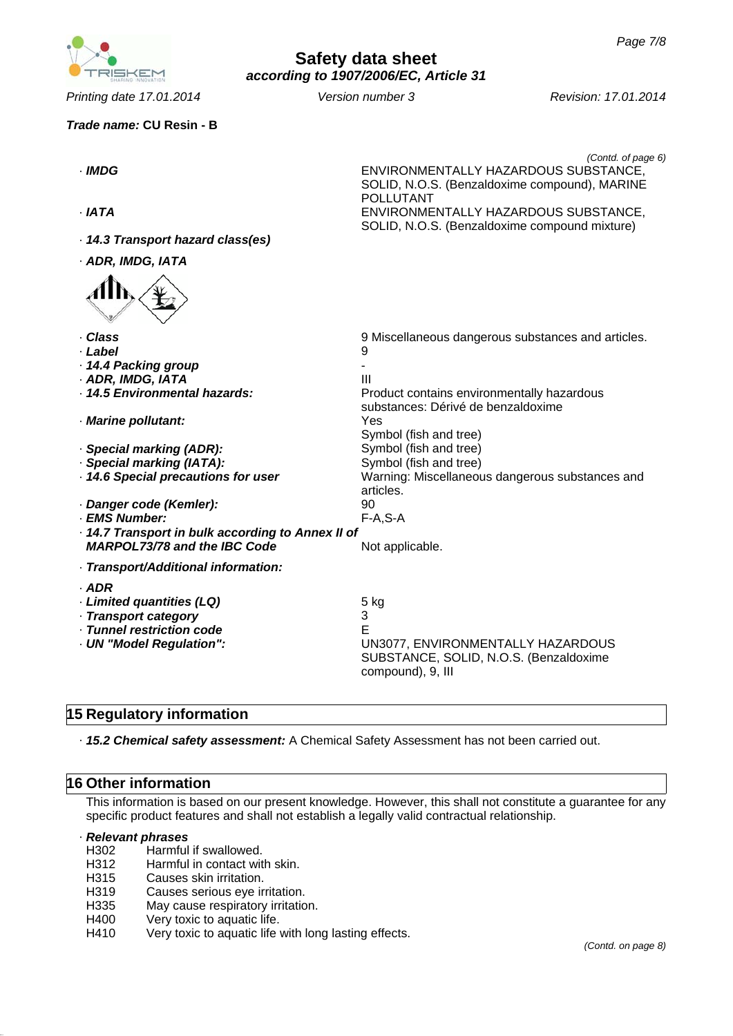**Trade name:** **CU Resin - B**

(Contd. of page 6)

| | |
|---|---|
| · ***IMDG*** | ENVIRONMENTALLY HAZARDOUS SUBSTANCE, SOLID, N.O.S. (Benzaldoxime compound), MARINE POLLUTANT |
| · ***IATA*** | ENVIRONMENTALLY HAZARDOUS SUBSTANCE, SOLID, N.O.S. (Benzaldoxime compound mixture) |

· ***14.3 Transport hazard class(es)***

· ***ADR, IMDG, IATA***

| | |
|---|---|
| · ***Class*** | 9 Miscellaneous dangerous substances and articles. |
| · ***Label*** | 9 |
| · ***14.4 Packing group*** | - |
| · ***ADR, IMDG, IATA*** | III |
| · ***14.5 Environmental hazards:*** | Product contains environmentally hazardous substances: Dérivé de benzaldoxime |
| · ***Marine pollutant:*** | Yes<br>Symbol (fish and tree) |
| · ***Special marking (ADR):*** | Symbol (fish and tree) |
| · ***Special marking (IATA):*** | Symbol (fish and tree) |
| · ***14.6 Special precautions for user*** | Warning: Miscellaneous dangerous substances and articles. |
| · ***Danger code (Kemler):*** | 90 |
| · ***EMS Number:*** | F-A,S-A |
| · ***14.7 Transport in bulk according to Annex II of MARPOL73/78 and the IBC Code*** | Not applicable. |

· ***Transport/Additional information:***

| | |
|---|---|
| · ***ADR*** | |
| · ***Limited quantities (LQ)*** | 5 kg |
| · ***Transport category*** | 3 |
| · ***Tunnel restriction code*** | E |
| · ***UN "Model Regulation":*** | UN3077, ENVIRONMENTALLY HAZARDOUS SUBSTANCE, SOLID, N.O.S. (Benzaldoxime compound), 9, III |

## 15 Regulatory information

· ***15.2 Chemical safety assessment:*** A Chemical Safety Assessment has not been carried out.

## 16 Other information

This information is based on our present knowledge. However, this shall not constitute a guarantee for any specific product features and shall not establish a legally valid contractual relationship.

· ***Relevant phrases***

- H302 Harmful if swallowed.
- H312 Harmful in contact with skin.
- H315 Causes skin irritation.
- H319 Causes serious eye irritation.
- H335 May cause respiratory irritation.
- H400 Very toxic to aquatic life.
- H410 Very toxic to aquatic life with long lasting effects.

(Contd. on page 8)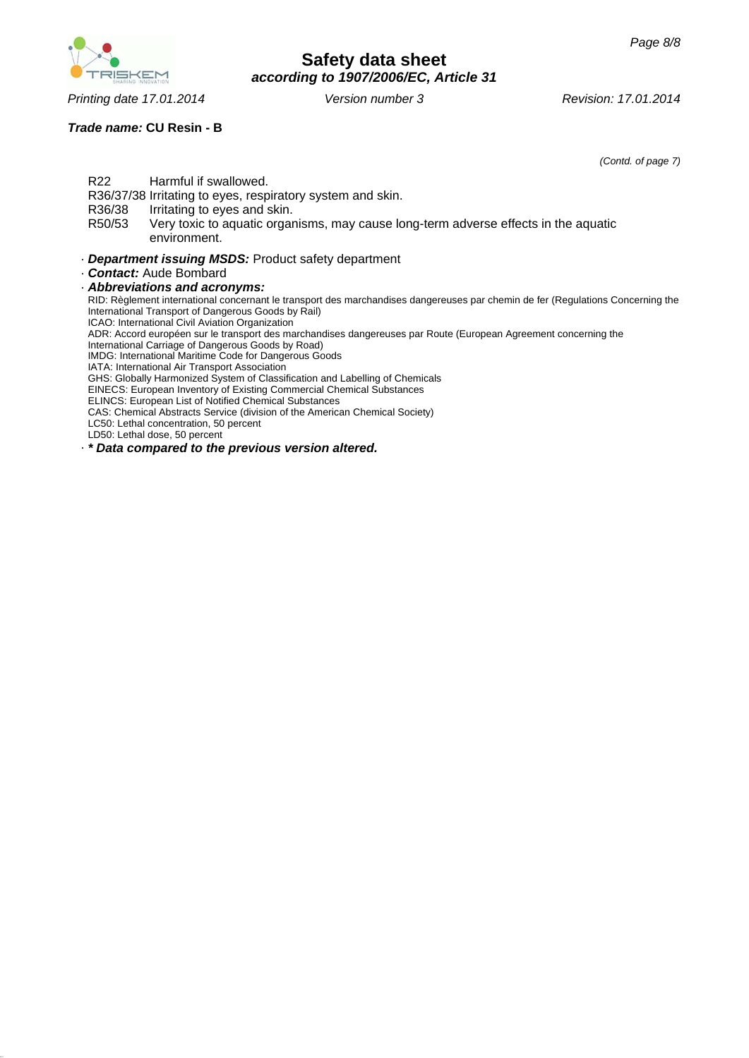(Contd. of page 7)

R22 Harmful if swallowed.
R36/37/38 Irritating to eyes, respiratory system and skin.
R36/38 Irritating to eyes and skin.
R50/53 Very toxic to aquatic organisms, may cause long-term adverse effects in the aquatic environment.

· ***Department issuing MSDS:*** Product safety department
· ***Contact:*** Aude Bombard
· ***Abbreviations and acronyms:***
RID: Règlement international concernant le transport des marchandises dangereuses par chemin de fer (Regulations Concerning the International Transport of Dangerous Goods by Rail)
ICAO: International Civil Aviation Organization
ADR: Accord européen sur le transport des marchandises dangereuses par Route (European Agreement concerning the International Carriage of Dangerous Goods by Road)
IMDG: International Maritime Code for Dangerous Goods
IATA: International Air Transport Association
GHS: Globally Harmonized System of Classification and Labelling of Chemicals
EINECS: European Inventory of Existing Commercial Chemical Substances
ELINCS: European List of Notified Chemical Substances
CAS: Chemical Abstracts Service (division of the American Chemical Society)
LC50: Lethal concentration, 50 percent
LD50: Lethal dose, 50 percent
· ***\* Data compared to the previous version altered.***